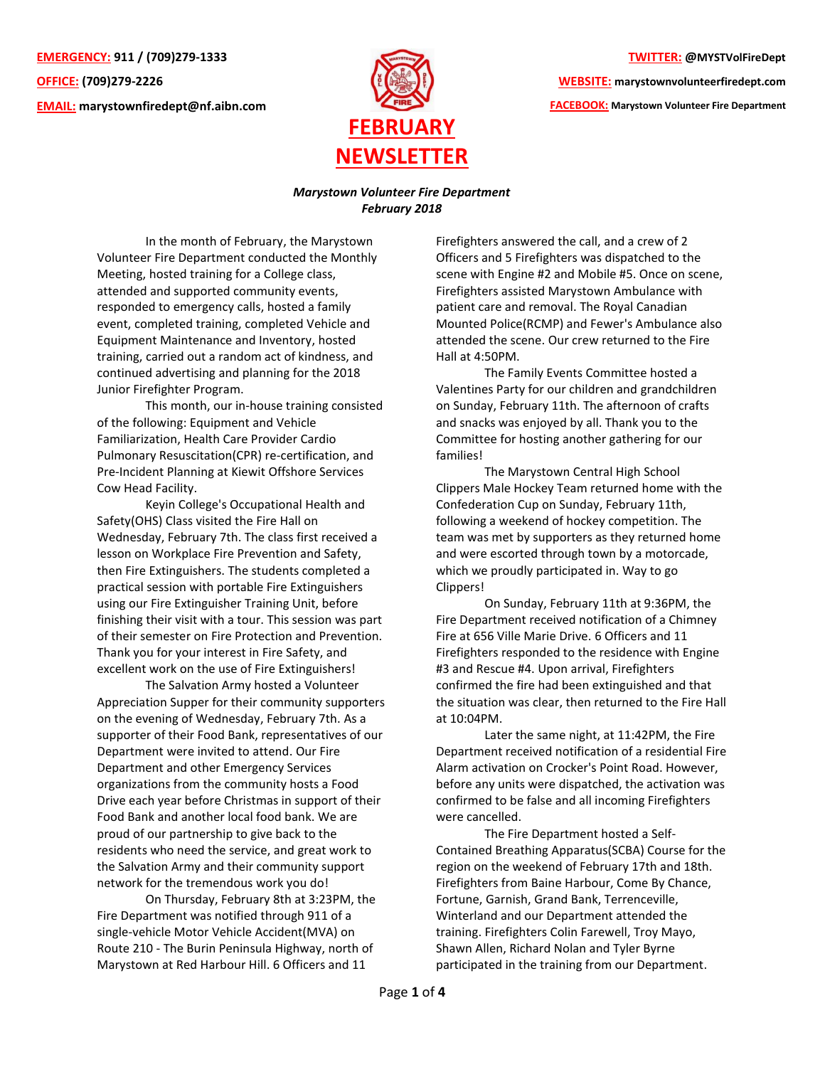**EMERGENCY:** 911 / (709)279-1333

**OFFICE:** (709)279-2226

**EMAIL:** marystownfiredept@nf.aibn.com

**TWITTER:** @MYSTVolFireDept

**WEBSITE:** marystownvolunteerfiredept.com

**FACEBOOK:** Marystown Volunteer Fire Department

# FEBRUARY NEWSLETTER

***Marystown Volunteer Fire Department***
***February 2018***

In the month of February, the Marystown Volunteer Fire Department conducted the Monthly Meeting, hosted training for a College class, attended and supported community events, responded to emergency calls, hosted a family event, completed training, completed Vehicle and Equipment Maintenance and Inventory, hosted training, carried out a random act of kindness, and continued advertising and planning for the 2018 Junior Firefighter Program.

This month, our in-house training consisted of the following: Equipment and Vehicle Familiarization, Health Care Provider Cardio Pulmonary Resuscitation(CPR) re-certification, and Pre-Incident Planning at Kiewit Offshore Services Cow Head Facility.

Keyin College's Occupational Health and Safety(OHS) Class visited the Fire Hall on Wednesday, February 7th. The class first received a lesson on Workplace Fire Prevention and Safety, then Fire Extinguishers. The students completed a practical session with portable Fire Extinguishers using our Fire Extinguisher Training Unit, before finishing their visit with a tour. This session was part of their semester on Fire Protection and Prevention. Thank you for your interest in Fire Safety, and excellent work on the use of Fire Extinguishers!

The Salvation Army hosted a Volunteer Appreciation Supper for their community supporters on the evening of Wednesday, February 7th. As a supporter of their Food Bank, representatives of our Department were invited to attend. Our Fire Department and other Emergency Services organizations from the community hosts a Food Drive each year before Christmas in support of their Food Bank and another local food bank. We are proud of our partnership to give back to the residents who need the service, and great work to the Salvation Army and their community support network for the tremendous work you do!

On Thursday, February 8th at 3:23PM, the Fire Department was notified through 911 of a single-vehicle Motor Vehicle Accident(MVA) on Route 210 - The Burin Peninsula Highway, north of Marystown at Red Harbour Hill. 6 Officers and 11 Firefighters answered the call, and a crew of 2 Officers and 5 Firefighters was dispatched to the scene with Engine #2 and Mobile #5. Once on scene, Firefighters assisted Marystown Ambulance with patient care and removal. The Royal Canadian Mounted Police(RCMP) and Fewer's Ambulance also attended the scene. Our crew returned to the Fire Hall at 4:50PM.

The Family Events Committee hosted a Valentines Party for our children and grandchildren on Sunday, February 11th. The afternoon of crafts and snacks was enjoyed by all. Thank you to the Committee for hosting another gathering for our families!

The Marystown Central High School Clippers Male Hockey Team returned home with the Confederation Cup on Sunday, February 11th, following a weekend of hockey competition. The team was met by supporters as they returned home and were escorted through town by a motorcade, which we proudly participated in. Way to go Clippers!

On Sunday, February 11th at 9:36PM, the Fire Department received notification of a Chimney Fire at 656 Ville Marie Drive. 6 Officers and 11 Firefighters responded to the residence with Engine #3 and Rescue #4. Upon arrival, Firefighters confirmed the fire had been extinguished and that the situation was clear, then returned to the Fire Hall at 10:04PM.

Later the same night, at 11:42PM, the Fire Department received notification of a residential Fire Alarm activation on Crocker's Point Road. However, before any units were dispatched, the activation was confirmed to be false and all incoming Firefighters were cancelled.

The Fire Department hosted a Self-Contained Breathing Apparatus(SCBA) Course for the region on the weekend of February 17th and 18th. Firefighters from Baine Harbour, Come By Chance, Fortune, Garnish, Grand Bank, Terrenceville, Winterland and our Department attended the training. Firefighters Colin Farewell, Troy Mayo, Shawn Allen, Richard Nolan and Tyler Byrne participated in the training from our Department.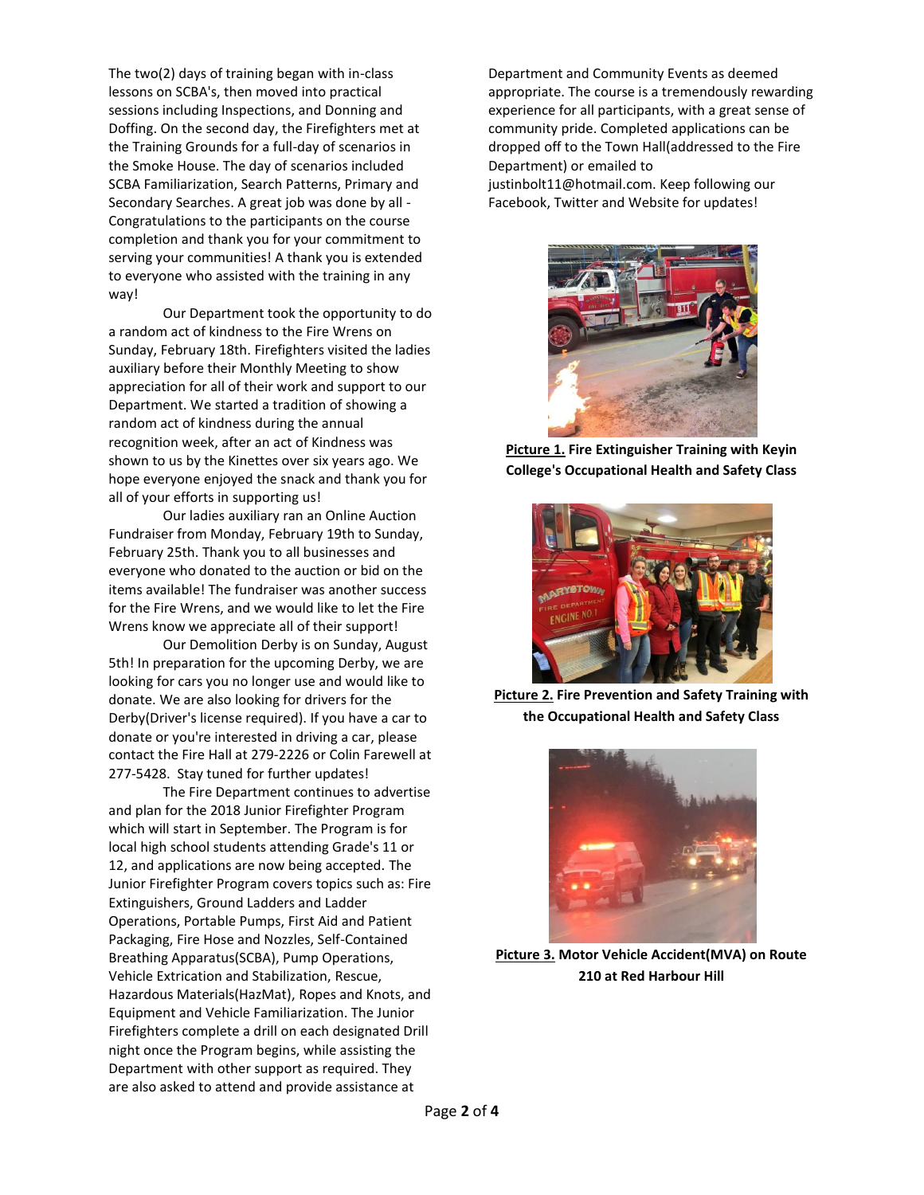The two(2) days of training began with in-class lessons on SCBA's, then moved into practical sessions including Inspections, and Donning and Doffing. On the second day, the Firefighters met at the Training Grounds for a full-day of scenarios in the Smoke House. The day of scenarios included SCBA Familiarization, Search Patterns, Primary and Secondary Searches. A great job was done by all - Congratulations to the participants on the course completion and thank you for your commitment to serving your communities! A thank you is extended to everyone who assisted with the training in any way!

Our Department took the opportunity to do a random act of kindness to the Fire Wrens on Sunday, February 18th. Firefighters visited the ladies auxiliary before their Monthly Meeting to show appreciation for all of their work and support to our Department. We started a tradition of showing a random act of kindness during the annual recognition week, after an act of Kindness was shown to us by the Kinettes over six years ago. We hope everyone enjoyed the snack and thank you for all of your efforts in supporting us!

Our ladies auxiliary ran an Online Auction Fundraiser from Monday, February 19th to Sunday, February 25th. Thank you to all businesses and everyone who donated to the auction or bid on the items available! The fundraiser was another success for the Fire Wrens, and we would like to let the Fire Wrens know we appreciate all of their support!

Our Demolition Derby is on Sunday, August 5th! In preparation for the upcoming Derby, we are looking for cars you no longer use and would like to donate. We are also looking for drivers for the Derby(Driver's license required). If you have a car to donate or you're interested in driving a car, please contact the Fire Hall at 279-2226 or Colin Farewell at 277-5428. Stay tuned for further updates!

The Fire Department continues to advertise and plan for the 2018 Junior Firefighter Program which will start in September. The Program is for local high school students attending Grade's 11 or 12, and applications are now being accepted. The Junior Firefighter Program covers topics such as: Fire Extinguishers, Ground Ladders and Ladder Operations, Portable Pumps, First Aid and Patient Packaging, Fire Hose and Nozzles, Self-Contained Breathing Apparatus(SCBA), Pump Operations, Vehicle Extrication and Stabilization, Rescue, Hazardous Materials(HazMat), Ropes and Knots, and Equipment and Vehicle Familiarization. The Junior Firefighters complete a drill on each designated Drill night once the Program begins, while assisting the Department with other support as required. They are also asked to attend and provide assistance at Department and Community Events as deemed appropriate. The course is a tremendously rewarding experience for all participants, with a great sense of community pride. Completed applications can be dropped off to the Town Hall(addressed to the Fire Department) or emailed to justinbolt11@hotmail.com. Keep following our Facebook, Twitter and Website for updates!

**Picture 1. Fire Extinguisher Training with Keyin College's Occupational Health and Safety Class**

**Picture 2. Fire Prevention and Safety Training with the Occupational Health and Safety Class**

**Picture 3. Motor Vehicle Accident(MVA) on Route 210 at Red Harbour Hill**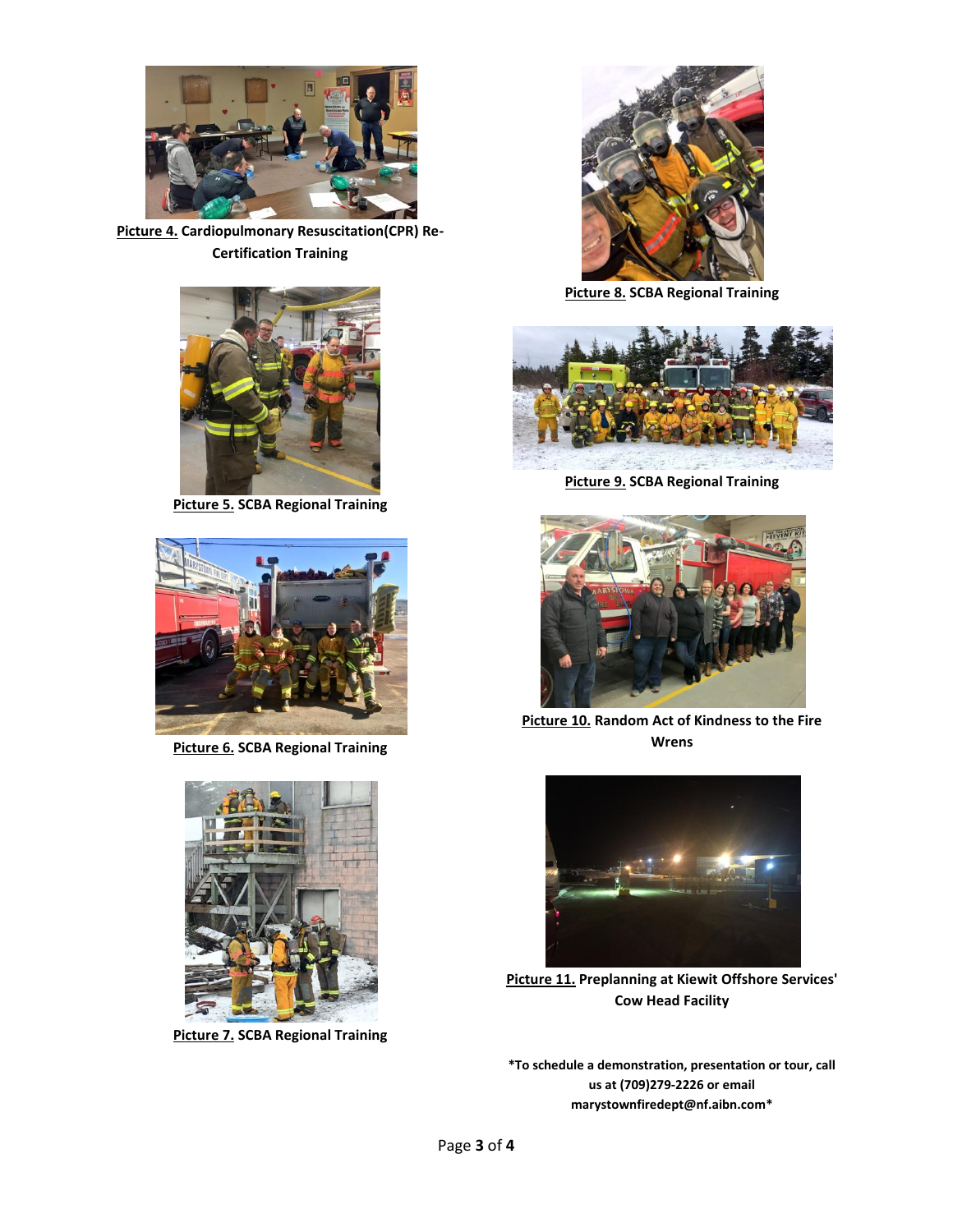<u>Picture 4.</u> **Cardiopulmonary Resuscitation(CPR) Re-Certification Training**

<u>Picture 5.</u> **SCBA Regional Training**

<u>Picture 6.</u> **SCBA Regional Training**

<u>Picture 7.</u> **SCBA Regional Training**

<u>Picture 8.</u> **SCBA Regional Training**

<u>Picture 9.</u> **SCBA Regional Training**

<u>Picture 10.</u> **Random Act of Kindness to the Fire Wrens**

<u>Picture 11.</u> **Preplanning at Kiewit Offshore Services' Cow Head Facility**

***To schedule a demonstration, presentation or tour, call us at (709)279-2226 or email marystownfiredept@nf.aibn.com***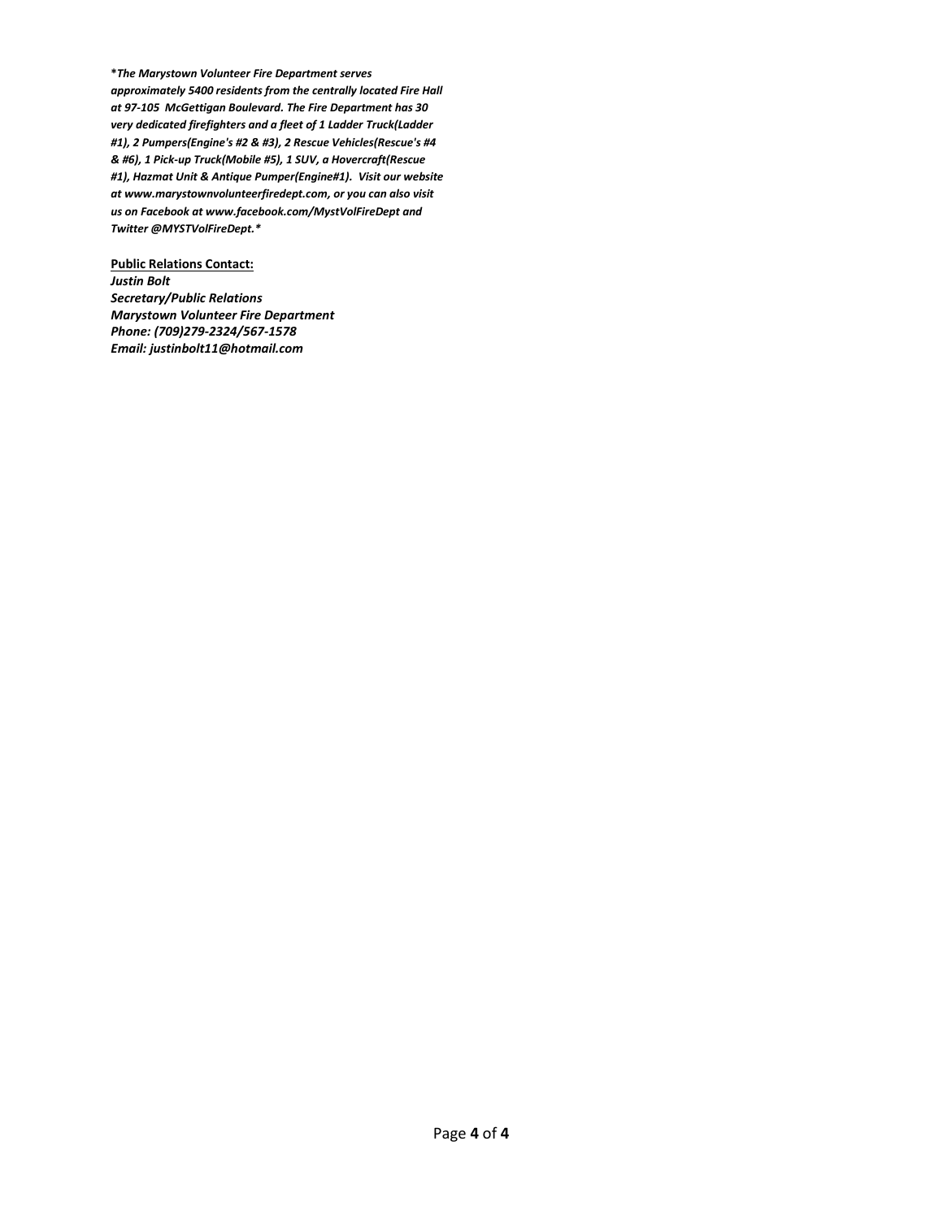*The Marystown Volunteer Fire Department serves approximately 5400 residents from the centrally located Fire Hall at 97-105 McGettigan Boulevard. The Fire Department has 30 very dedicated firefighters and a fleet of 1 Ladder Truck(Ladder #1), 2 Pumpers(Engine's #2 & #3), 2 Rescue Vehicles(Rescue's #4 & #6), 1 Pick-up Truck(Mobile #5), 1 SUV, a Hovercraft(Rescue #1), Hazmat Unit & Antique Pumper(Engine#1). Visit our website at www.marystownvolunteerfiredept.com, or you can also visit us on Facebook at www.facebook.com/MystVolFireDept and Twitter @MYSTVolFireDept.*

**Public Relations Contact:**

*Justin Bolt*
*Secretary/Public Relations*
*Marystown Volunteer Fire Department*
*Phone: (709)279-2324/567-1578*
*Email: justinbolt11@hotmail.com*